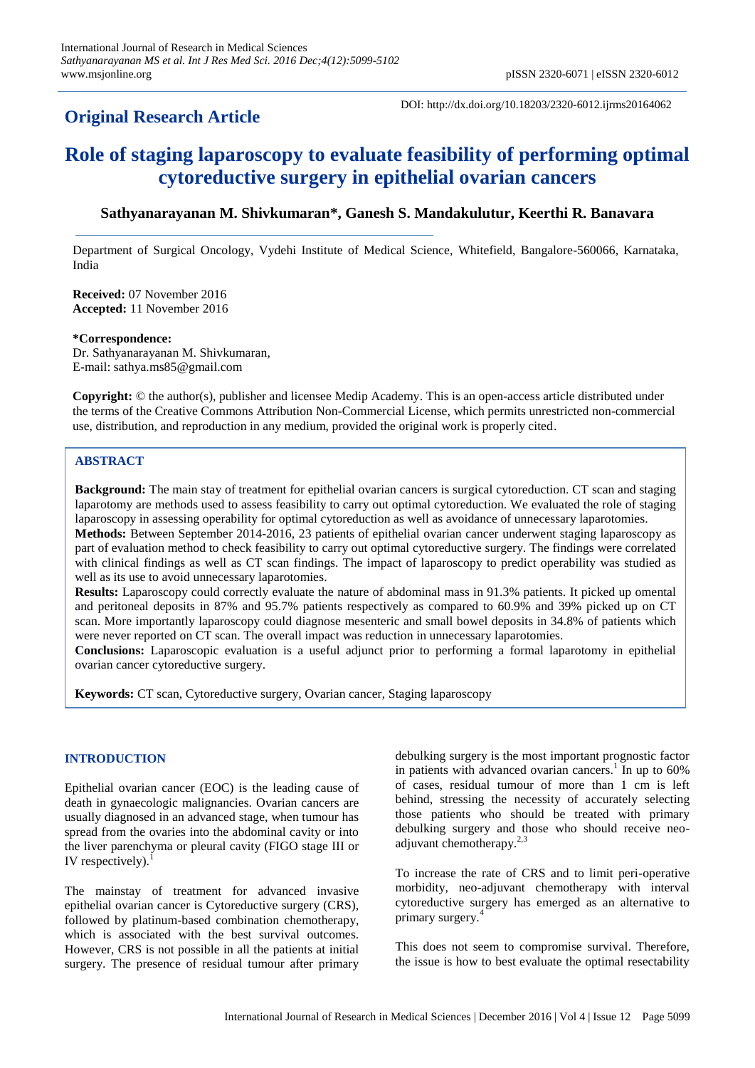## Original Research Article

DOI: http://dx.doi.org/10.18203/2320-6012.ijrms20164062

# Role of staging laparoscopy to evaluate feasibility of performing optimal cytoreductive surgery in epithelial ovarian cancers

**Sathyanarayanan M. Shivkumaran*, Ganesh S. Mandakulutur, Keerthi R. Banavara**

Department of Surgical Oncology, Vydehi Institute of Medical Science, Whitefield, Bangalore-560066, Karnataka, India

**Received:** 07 November 2016
**Accepted:** 11 November 2016

***Correspondence:**
Dr. Sathyanarayanan M. Shivkumaran,
E-mail: sathya.ms85@gmail.com

**Copyright:** © the author(s), publisher and licensee Medip Academy. This is an open-access article distributed under the terms of the Creative Commons Attribution Non-Commercial License, which permits unrestricted non-commercial use, distribution, and reproduction in any medium, provided the original work is properly cited.

## ABSTRACT

**Background:** The main stay of treatment for epithelial ovarian cancers is surgical cytoreduction. CT scan and staging laparotomy are methods used to assess feasibility to carry out optimal cytoreduction. We evaluated the role of staging laparoscopy in assessing operability for optimal cytoreduction as well as avoidance of unnecessary laparotomies.

**Methods:** Between September 2014-2016, 23 patients of epithelial ovarian cancer underwent staging laparoscopy as part of evaluation method to check feasibility to carry out optimal cytoreductive surgery. The findings were correlated with clinical findings as well as CT scan findings. The impact of laparoscopy to predict operability was studied as well as its use to avoid unnecessary laparotomies.

**Results:** Laparoscopy could correctly evaluate the nature of abdominal mass in 91.3% patients. It picked up omental and peritoneal deposits in 87% and 95.7% patients respectively as compared to 60.9% and 39% picked up on CT scan. More importantly laparoscopy could diagnose mesenteric and small bowel deposits in 34.8% of patients which were never reported on CT scan. The overall impact was reduction in unnecessary laparotomies.

**Conclusions:** Laparoscopic evaluation is a useful adjunct prior to performing a formal laparotomy in epithelial ovarian cancer cytoreductive surgery.

**Keywords:** CT scan, Cytoreductive surgery, Ovarian cancer, Staging laparoscopy

## INTRODUCTION

Epithelial ovarian cancer (EOC) is the leading cause of death in gynaecologic malignancies. Ovarian cancers are usually diagnosed in an advanced stage, when tumour has spread from the ovaries into the abdominal cavity or into the liver parenchyma or pleural cavity (FIGO stage III or IV respectively).[1]

The mainstay of treatment for advanced invasive epithelial ovarian cancer is Cytoreductive surgery (CRS), followed by platinum-based combination chemotherapy, which is associated with the best survival outcomes. However, CRS is not possible in all the patients at initial surgery. The presence of residual tumour after primary debulking surgery is the most important prognostic factor in patients with advanced ovarian cancers.[1] In up to 60% of cases, residual tumour of more than 1 cm is left behind, stressing the necessity of accurately selecting those patients who should be treated with primary debulking surgery and those who should receive neo-adjuvant chemotherapy.[2,3]

To increase the rate of CRS and to limit peri-operative morbidity, neo-adjuvant chemotherapy with interval cytoreductive surgery has emerged as an alternative to primary surgery.[4]

This does not seem to compromise survival. Therefore, the issue is how to best evaluate the optimal resectability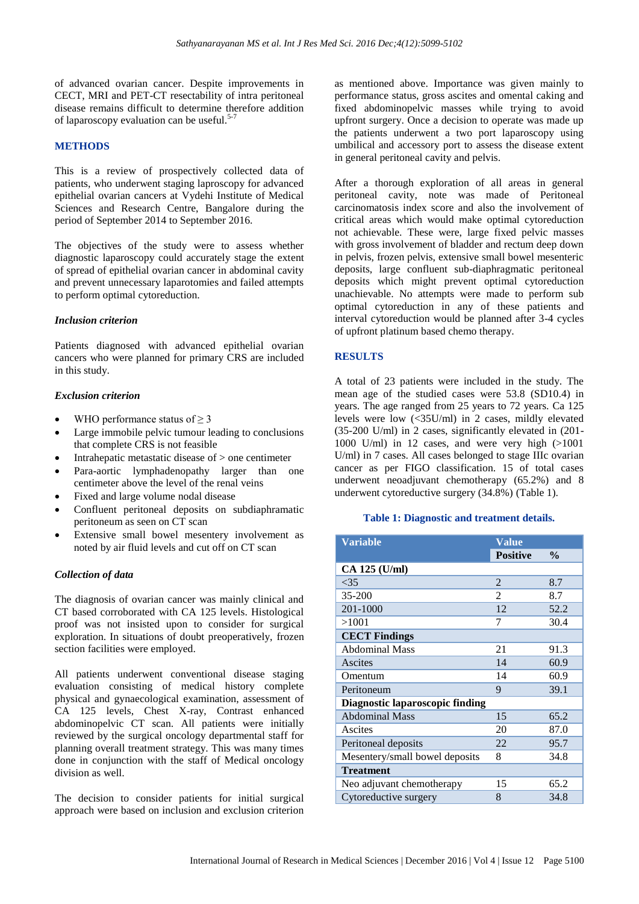of advanced ovarian cancer. Despite improvements in CECT, MRI and PET-CT resectability of intra peritoneal disease remains difficult to determine therefore addition of laparoscopy evaluation can be useful.[5-7]

## METHODS

This is a review of prospectively collected data of patients, who underwent staging laproscopy for advanced epithelial ovarian cancers at Vydehi Institute of Medical Sciences and Research Centre, Bangalore during the period of September 2014 to September 2016.

The objectives of the study were to assess whether diagnostic laparoscopy could accurately stage the extent of spread of epithelial ovarian cancer in abdominal cavity and prevent unnecessary laparotomies and failed attempts to perform optimal cytoreduction.

### *Inclusion criterion*

Patients diagnosed with advanced epithelial ovarian cancers who were planned for primary CRS are included in this study.

### *Exclusion criterion*

- WHO performance status of ≥ 3
- Large immobile pelvic tumour leading to conclusions that complete CRS is not feasible
- Intrahepatic metastatic disease of > one centimeter
- Para-aortic lymphadenopathy larger than one centimeter above the level of the renal veins
- Fixed and large volume nodal disease
- Confluent peritoneal deposits on subdiaphramatic peritoneum as seen on CT scan
- Extensive small bowel mesentery involvement as noted by air fluid levels and cut off on CT scan

### *Collection of data*

The diagnosis of ovarian cancer was mainly clinical and CT based corroborated with CA 125 levels. Histological proof was not insisted upon to consider for surgical exploration. In situations of doubt preoperatively, frozen section facilities were employed.

All patients underwent conventional disease staging evaluation consisting of medical history complete physical and gynaecological examination, assessment of CA 125 levels, Chest X-ray, Contrast enhanced abdominopelvic CT scan. All patients were initially reviewed by the surgical oncology departmental staff for planning overall treatment strategy. This was many times done in conjunction with the staff of Medical oncology division as well.

The decision to consider patients for initial surgical approach were based on inclusion and exclusion criterion as mentioned above. Importance was given mainly to performance status, gross ascites and omental caking and fixed abdominopelvic masses while trying to avoid upfront surgery. Once a decision to operate was made up the patients underwent a two port laparoscopy using umbilical and accessory port to assess the disease extent in general peritoneal cavity and pelvis.

After a thorough exploration of all areas in general peritoneal cavity, note was made of Peritoneal carcinomatosis index score and also the involvement of critical areas which would make optimal cytoreduction not achievable. These were, large fixed pelvic masses with gross involvement of bladder and rectum deep down in pelvis, frozen pelvis, extensive small bowel mesenteric deposits, large confluent sub-diaphragmatic peritoneal deposits which might prevent optimal cytoreduction unachievable. No attempts were made to perform sub optimal cytoreduction in any of these patients and interval cytoreduction would be planned after 3-4 cycles of upfront platinum based chemo therapy.

## RESULTS

A total of 23 patients were included in the study. The mean age of the studied cases were 53.8 (SD10.4) in years. The age ranged from 25 years to 72 years. Ca 125 levels were low (<35U/ml) in 2 cases, mildly elevated (35-200 U/ml) in 2 cases, significantly elevated in (201-1000 U/ml) in 12 cases, and were very high (>1001 U/ml) in 7 cases. All cases belonged to stage IIIc ovarian cancer as per FIGO classification. 15 of total cases underwent neoadjuvant chemotherapy (65.2%) and 8 underwent cytoreductive surgery (34.8%) (Table 1).

**Table 1: Diagnostic and treatment details.**

| Variable | Value | |
|---|---|---|
| | Positive | % |
| **CA 125 (U/ml)** | | |
| <35 | 2 | 8.7 |
| 35-200 | 2 | 8.7 |
| 201-1000 | 12 | 52.2 |
| >1001 | 7 | 30.4 |
| **CECT Findings** | | |
| Abdominal Mass | 21 | 91.3 |
| Ascites | 14 | 60.9 |
| Omentum | 14 | 60.9 |
| Peritoneum | 9 | 39.1 |
| **Diagnostic laparoscopic finding** | | |
| Abdominal Mass | 15 | 65.2 |
| Ascites | 20 | 87.0 |
| Peritoneal deposits | 22 | 95.7 |
| Mesentery/small bowel deposits | 8 | 34.8 |
| **Treatment** | | |
| Neo adjuvant chemotherapy | 15 | 65.2 |
| Cytoreductive surgery | 8 | 34.8 |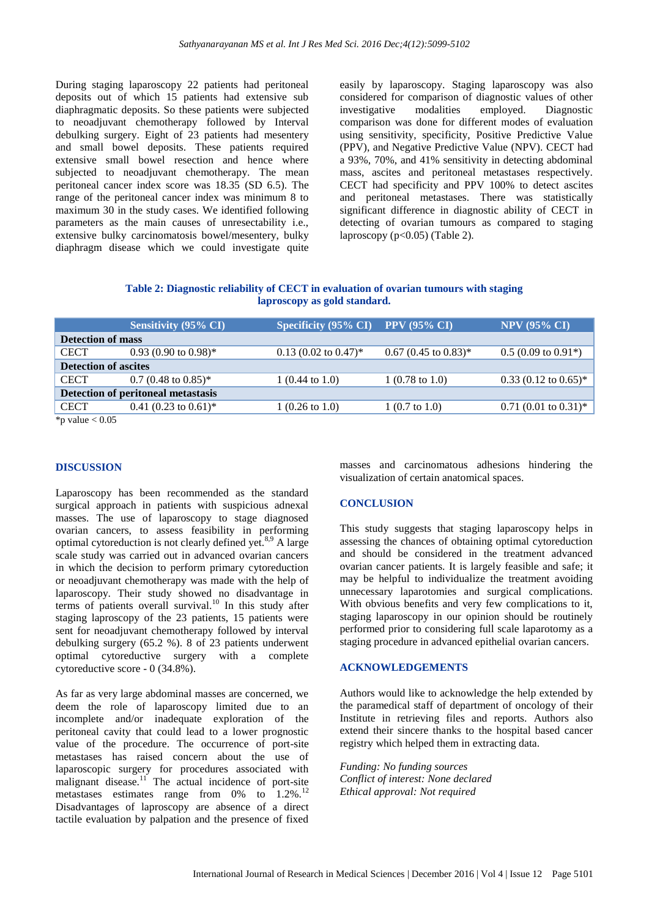During staging laparoscopy 22 patients had peritoneal deposits out of which 15 patients had extensive sub diaphragmatic deposits. So these patients were subjected to neoadjuvant chemotherapy followed by Interval debulking surgery. Eight of 23 patients had mesentery and small bowel deposits. These patients required extensive small bowel resection and hence where subjected to neoadjuvant chemotherapy. The mean peritoneal cancer index score was 18.35 (SD 6.5). The range of the peritoneal cancer index was minimum 8 to maximum 30 in the study cases. We identified following parameters as the main causes of unresectability i.e., extensive bulky carcinomatosis bowel/mesentery, bulky diaphragm disease which we could investigate quite easily by laparoscopy. Staging laparoscopy was also considered for comparison of diagnostic values of other investigative modalities employed. Diagnostic comparison was done for different modes of evaluation using sensitivity, specificity, Positive Predictive Value (PPV), and Negative Predictive Value (NPV). CECT had a 93%, 70%, and 41% sensitivity in detecting abdominal mass, ascites and peritoneal metastases respectively. CECT had specificity and PPV 100% to detect ascites and peritoneal metastases. There was statistically significant difference in diagnostic ability of CECT in detecting of ovarian tumours as compared to staging laproscopy ($p<0.05$) (Table 2).

**Table 2: Diagnostic reliability of CECT in evaluation of ovarian tumours with staging laproscopy as gold standard.**

| | Sensitivity (95% CI) | Specificity (95% CI) | PPV (95% CI) | NPV (95% CI) |
|---|---|---|---|---|
| **Detection of mass** | | | | |
| CECT | 0.93 (0.90 to 0.98)* | 0.13 (0.02 to 0.47)* | 0.67 (0.45 to 0.83)* | 0.5 (0.09 to 0.91*) |
| **Detection of ascites** | | | | |
| CECT | 0.7 (0.48 to 0.85)* | 1 (0.44 to 1.0) | 1 (0.78 to 1.0) | 0.33 (0.12 to 0.65)* |
| **Detection of peritoneal metastasis** | | | | |
| CECT | 0.41 (0.23 to 0.61)* | 1 (0.26 to 1.0) | 1 (0.7 to 1.0) | 0.71 (0.01 to 0.31)* |

*p value < 0.05

## DISCUSSION

Laparoscopy has been recommended as the standard surgical approach in patients with suspicious adnexal masses. The use of laparoscopy to stage diagnosed ovarian cancers, to assess feasibility in performing optimal cytoreduction is not clearly defined yet.[8,9] A large scale study was carried out in advanced ovarian cancers in which the decision to perform primary cytoreduction or neoadjuvant chemotherapy was made with the help of laparoscopy. Their study showed no disadvantage in terms of patients overall survival.[10] In this study after staging laproscopy of the 23 patients, 15 patients were sent for neoadjuvant chemotherapy followed by interval debulking surgery (65.2 %). 8 of 23 patients underwent optimal cytoreductive surgery with a complete cytoreductive score - 0 (34.8%).

As far as very large abdominal masses are concerned, we deem the role of laparoscopy limited due to an incomplete and/or inadequate exploration of the peritoneal cavity that could lead to a lower prognostic value of the procedure. The occurrence of port-site metastases has raised concern about the use of laparoscopic surgery for procedures associated with malignant disease.[11] The actual incidence of port-site metastases estimates range from 0% to 1.2%.[12] Disadvantages of laproscopy are absence of a direct tactile evaluation by palpation and the presence of fixed masses and carcinomatous adhesions hindering the visualization of certain anatomical spaces.

## CONCLUSION

This study suggests that staging laparoscopy helps in assessing the chances of obtaining optimal cytoreduction and should be considered in the treatment advanced ovarian cancer patients. It is largely feasible and safe; it may be helpful to individualize the treatment avoiding unnecessary laparotomies and surgical complications. With obvious benefits and very few complications to it, staging laparoscopy in our opinion should be routinely performed prior to considering full scale laparotomy as a staging procedure in advanced epithelial ovarian cancers.

## ACKNOWLEDGEMENTS

Authors would like to acknowledge the help extended by the paramedical staff of department of oncology of their Institute in retrieving files and reports. Authors also extend their sincere thanks to the hospital based cancer registry which helped them in extracting data.

*Funding: No funding sources*
*Conflict of interest: None declared*
*Ethical approval: Not required*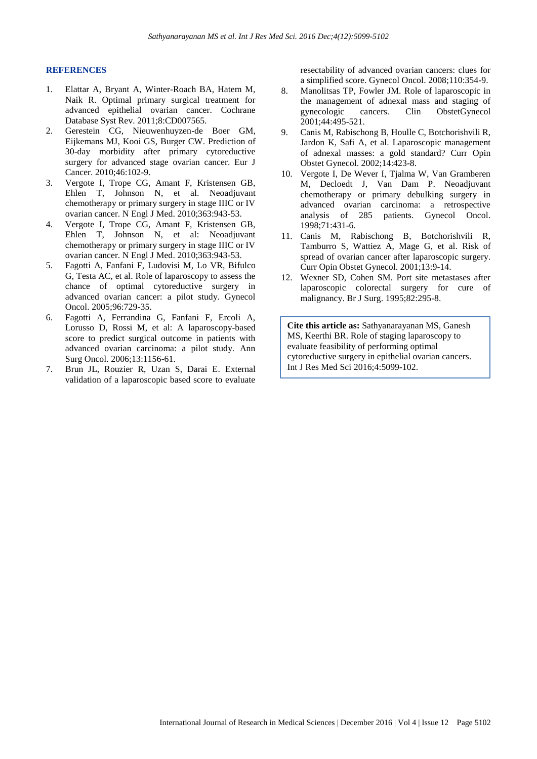## REFERENCES

1. Elattar A, Bryant A, Winter-Roach BA, Hatem M, Naik R. Optimal primary surgical treatment for advanced epithelial ovarian cancer. Cochrane Database Syst Rev. 2011;8:CD007565.
2. Gerestein CG, Nieuwenhuyzen-de Boer GM, Eijkemans MJ, Kooi GS, Burger CW. Prediction of 30-day morbidity after primary cytoreductive surgery for advanced stage ovarian cancer. Eur J Cancer. 2010;46:102-9.
3. Vergote I, Trope CG, Amant F, Kristensen GB, Ehlen T, Johnson N, et al. Neoadjuvant chemotherapy or primary surgery in stage IIIC or IV ovarian cancer. N Engl J Med. 2010;363:943-53.
4. Vergote I, Trope CG, Amant F, Kristensen GB, Ehlen T, Johnson N, et al: Neoadjuvant chemotherapy or primary surgery in stage IIIC or IV ovarian cancer. N Engl J Med. 2010;363:943-53.
5. Fagotti A, Fanfani F, Ludovisi M, Lo VR, Bifulco G, Testa AC, et al. Role of laparoscopy to assess the chance of optimal cytoreductive surgery in advanced ovarian cancer: a pilot study. Gynecol Oncol. 2005;96:729-35.
6. Fagotti A, Ferrandina G, Fanfani F, Ercoli A, Lorusso D, Rossi M, et al: A laparoscopy-based score to predict surgical outcome in patients with advanced ovarian carcinoma: a pilot study. Ann Surg Oncol. 2006;13:1156-61.
7. Brun JL, Rouzier R, Uzan S, Darai E. External validation of a laparoscopic based score to evaluate resectability of advanced ovarian cancers: clues for a simplified score. Gynecol Oncol. 2008;110:354-9.
8. Manolitsas TP, Fowler JM. Role of laparoscopic in the management of adnexal mass and staging of gynecologic cancers. Clin ObstetGynecol 2001;44:495-521.
9. Canis M, Rabischong B, Houlle C, Botchorishvili R, Jardon K, Safi A, et al. Laparoscopic management of adnexal masses: a gold standard? Curr Opin Obstet Gynecol. 2002;14:423-8.
10. Vergote I, De Wever I, Tjalma W, Van Gramberen M, Decloedt J, Van Dam P. Neoadjuvant chemotherapy or primary debulking surgery in advanced ovarian carcinoma: a retrospective analysis of 285 patients. Gynecol Oncol. 1998;71:431-6.
11. Canis M, Rabischong B, Botchorishvili R, Tamburro S, Wattiez A, Mage G, et al. Risk of spread of ovarian cancer after laparoscopic surgery. Curr Opin Obstet Gynecol. 2001;13:9-14.
12. Wexner SD, Cohen SM. Port site metastases after laparoscopic colorectal surgery for cure of malignancy. Br J Surg. 1995;82:295-8.

**Cite this article as:** Sathyanarayanan MS, Ganesh MS, Keerthi BR. Role of staging laparoscopy to evaluate feasibility of performing optimal cytoreductive surgery in epithelial ovarian cancers. Int J Res Med Sci 2016;4:5099-102.